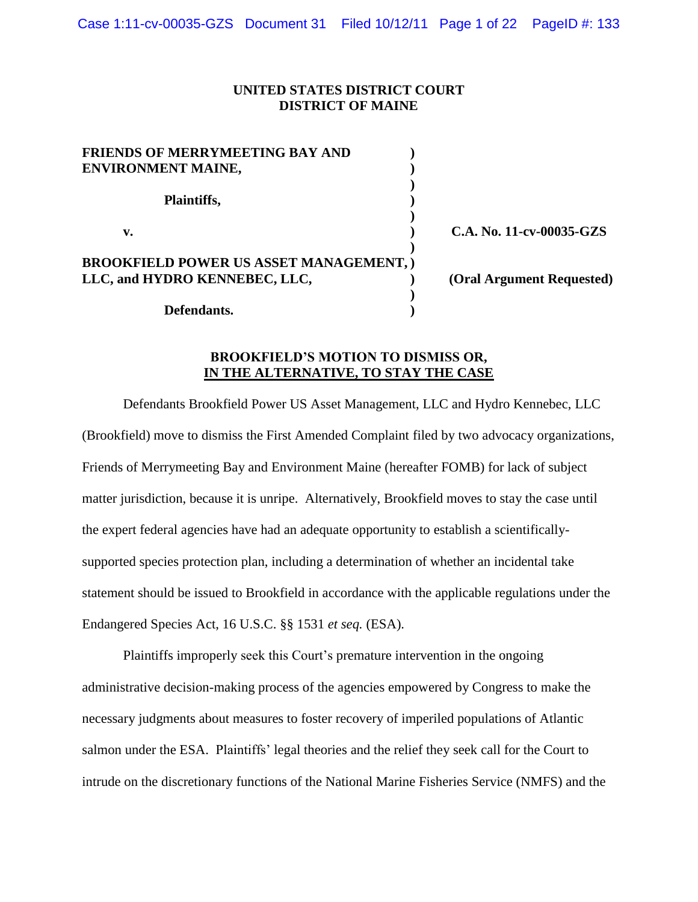**UNITED STATES DISTRICT COURT**
**DISTRICT OF MAINE**

| | | |
|---|---|---|
| **FRIENDS OF MERRYMEETING BAY AND ENVIRONMENT MAINE,** | ) | |
| **Plaintiffs,** | ) | |
| **v.** | ) | **C.A. No. 11-cv-00035-GZS** |
| **BROOKFIELD POWER US ASSET MANAGEMENT, LLC, and HYDRO KENNEBEC, LLC,** | ) | **(Oral Argument Requested)** |
| **Defendants.** | ) | |

## BROOKFIELD'S MOTION TO DISMISS OR, IN THE ALTERNATIVE, TO STAY THE CASE

Defendants Brookfield Power US Asset Management, LLC and Hydro Kennebec, LLC (Brookfield) move to dismiss the First Amended Complaint filed by two advocacy organizations, Friends of Merrymeeting Bay and Environment Maine (hereafter FOMB) for lack of subject matter jurisdiction, because it is unripe. Alternatively, Brookfield moves to stay the case until the expert federal agencies have had an adequate opportunity to establish a scientifically-supported species protection plan, including a determination of whether an incidental take statement should be issued to Brookfield in accordance with the applicable regulations under the Endangered Species Act, 16 U.S.C. §§ 1531 *et seq.* (ESA).

Plaintiffs improperly seek this Court's premature intervention in the ongoing administrative decision-making process of the agencies empowered by Congress to make the necessary judgments about measures to foster recovery of imperiled populations of Atlantic salmon under the ESA. Plaintiffs' legal theories and the relief they seek call for the Court to intrude on the discretionary functions of the National Marine Fisheries Service (NMFS) and the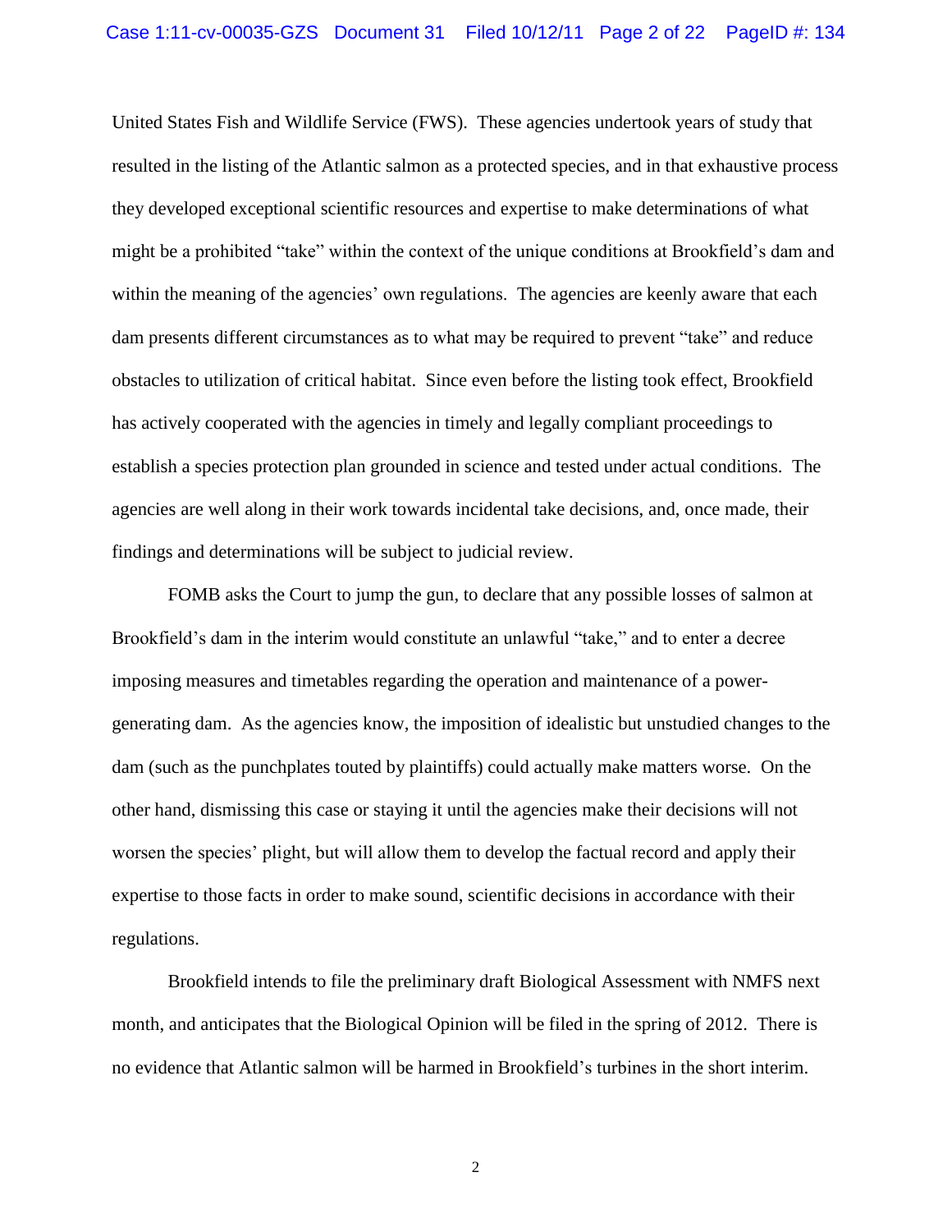United States Fish and Wildlife Service (FWS). These agencies undertook years of study that resulted in the listing of the Atlantic salmon as a protected species, and in that exhaustive process they developed exceptional scientific resources and expertise to make determinations of what might be a prohibited "take" within the context of the unique conditions at Brookfield's dam and within the meaning of the agencies' own regulations. The agencies are keenly aware that each dam presents different circumstances as to what may be required to prevent "take" and reduce obstacles to utilization of critical habitat. Since even before the listing took effect, Brookfield has actively cooperated with the agencies in timely and legally compliant proceedings to establish a species protection plan grounded in science and tested under actual conditions. The agencies are well along in their work towards incidental take decisions, and, once made, their findings and determinations will be subject to judicial review.

FOMB asks the Court to jump the gun, to declare that any possible losses of salmon at Brookfield's dam in the interim would constitute an unlawful "take," and to enter a decree imposing measures and timetables regarding the operation and maintenance of a power-generating dam. As the agencies know, the imposition of idealistic but unstudied changes to the dam (such as the punchplates touted by plaintiffs) could actually make matters worse. On the other hand, dismissing this case or staying it until the agencies make their decisions will not worsen the species' plight, but will allow them to develop the factual record and apply their expertise to those facts in order to make sound, scientific decisions in accordance with their regulations.

Brookfield intends to file the preliminary draft Biological Assessment with NMFS next month, and anticipates that the Biological Opinion will be filed in the spring of 2012. There is no evidence that Atlantic salmon will be harmed in Brookfield's turbines in the short interim.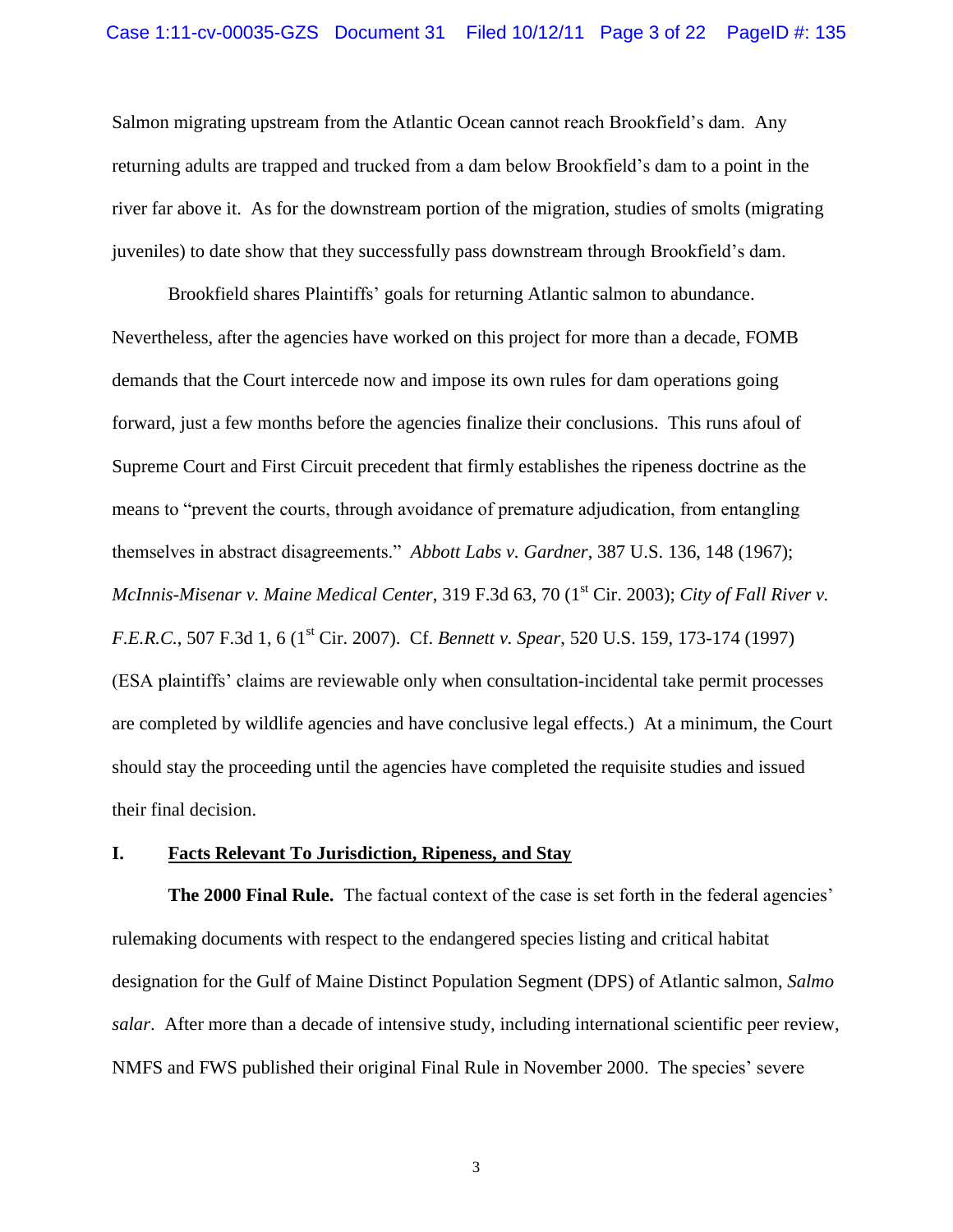Salmon migrating upstream from the Atlantic Ocean cannot reach Brookfield's dam. Any returning adults are trapped and trucked from a dam below Brookfield's dam to a point in the river far above it. As for the downstream portion of the migration, studies of smolts (migrating juveniles) to date show that they successfully pass downstream through Brookfield's dam.

Brookfield shares Plaintiffs' goals for returning Atlantic salmon to abundance. Nevertheless, after the agencies have worked on this project for more than a decade, FOMB demands that the Court intercede now and impose its own rules for dam operations going forward, just a few months before the agencies finalize their conclusions. This runs afoul of Supreme Court and First Circuit precedent that firmly establishes the ripeness doctrine as the means to "prevent the courts, through avoidance of premature adjudication, from entangling themselves in abstract disagreements." *Abbott Labs v. Gardner*, 387 U.S. 136, 148 (1967); *McInnis-Misenar v. Maine Medical Center*, 319 F.3d 63, 70 (1st Cir. 2003); *City of Fall River v. F.E.R.C.*, 507 F.3d 1, 6 (1st Cir. 2007). Cf. *Bennett v. Spear*, 520 U.S. 159, 173-174 (1997) (ESA plaintiffs' claims are reviewable only when consultation-incidental take permit processes are completed by wildlife agencies and have conclusive legal effects.) At a minimum, the Court should stay the proceeding until the agencies have completed the requisite studies and issued their final decision.

## I. Facts Relevant To Jurisdiction, Ripeness, and Stay

**The 2000 Final Rule.** The factual context of the case is set forth in the federal agencies' rulemaking documents with respect to the endangered species listing and critical habitat designation for the Gulf of Maine Distinct Population Segment (DPS) of Atlantic salmon, *Salmo salar*. After more than a decade of intensive study, including international scientific peer review, NMFS and FWS published their original Final Rule in November 2000. The species' severe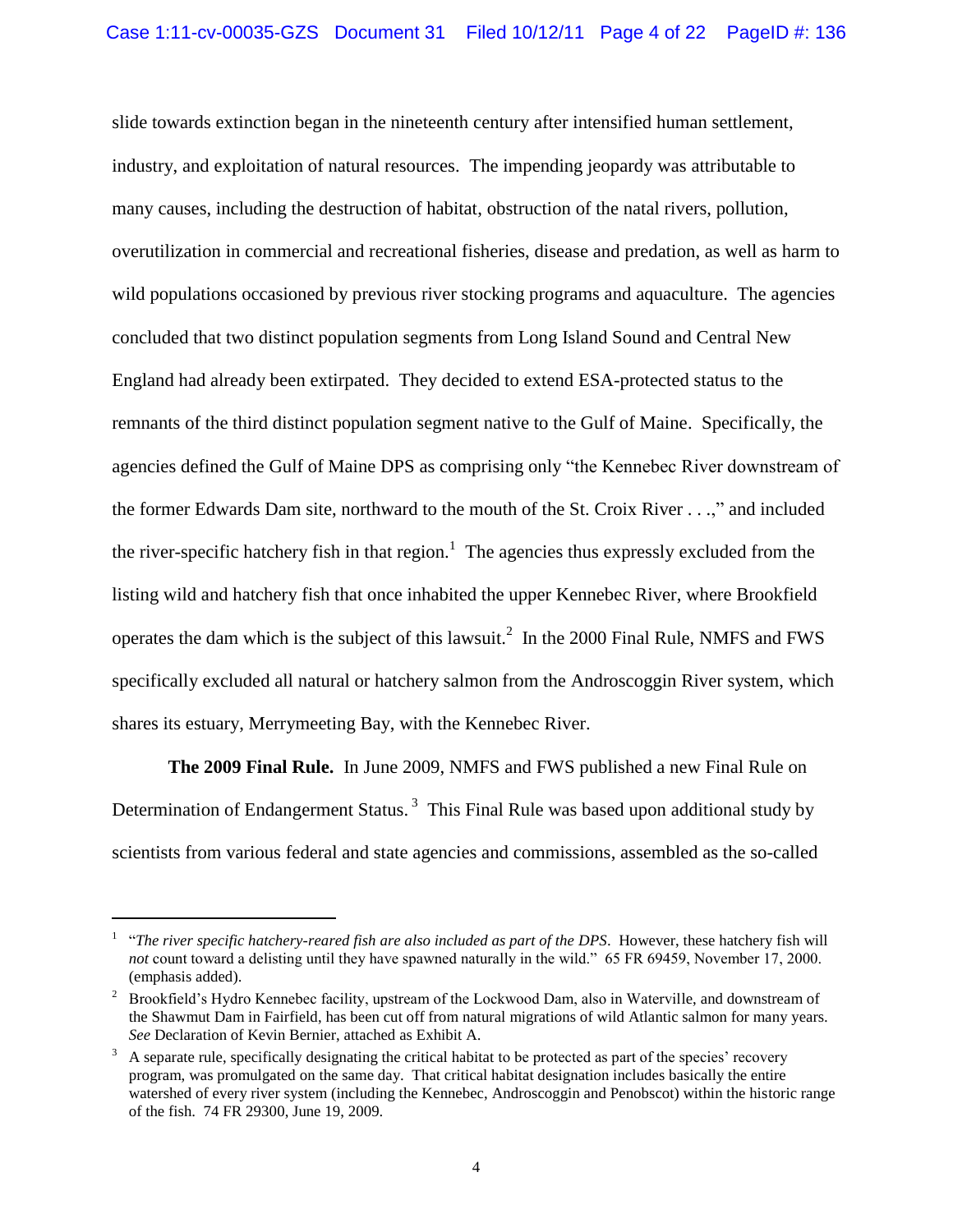slide towards extinction began in the nineteenth century after intensified human settlement, industry, and exploitation of natural resources. The impending jeopardy was attributable to many causes, including the destruction of habitat, obstruction of the natal rivers, pollution, overutilization in commercial and recreational fisheries, disease and predation, as well as harm to wild populations occasioned by previous river stocking programs and aquaculture. The agencies concluded that two distinct population segments from Long Island Sound and Central New England had already been extirpated. They decided to extend ESA-protected status to the remnants of the third distinct population segment native to the Gulf of Maine. Specifically, the agencies defined the Gulf of Maine DPS as comprising only "the Kennebec River downstream of the former Edwards Dam site, northward to the mouth of the St. Croix River . . .," and included the river-specific hatchery fish in that region.[1] The agencies thus expressly excluded from the listing wild and hatchery fish that once inhabited the upper Kennebec River, where Brookfield operates the dam which is the subject of this lawsuit.[2] In the 2000 Final Rule, NMFS and FWS specifically excluded all natural or hatchery salmon from the Androscoggin River system, which shares its estuary, Merrymeeting Bay, with the Kennebec River.

**The 2009 Final Rule.** In June 2009, NMFS and FWS published a new Final Rule on Determination of Endangerment Status.[3] This Final Rule was based upon additional study by scientists from various federal and state agencies and commissions, assembled as the so-called

---

[1] "*The river specific hatchery-reared fish are also included as part of the DPS*. However, these hatchery fish will *not* count toward a delisting until they have spawned naturally in the wild." 65 FR 69459, November 17, 2000. (emphasis added).

[2] Brookfield's Hydro Kennebec facility, upstream of the Lockwood Dam, also in Waterville, and downstream of the Shawmut Dam in Fairfield, has been cut off from natural migrations of wild Atlantic salmon for many years. *See* Declaration of Kevin Bernier, attached as Exhibit A.

[3] A separate rule, specifically designating the critical habitat to be protected as part of the species' recovery program, was promulgated on the same day. That critical habitat designation includes basically the entire watershed of every river system (including the Kennebec, Androscoggin and Penobscot) within the historic range of the fish. 74 FR 29300, June 19, 2009.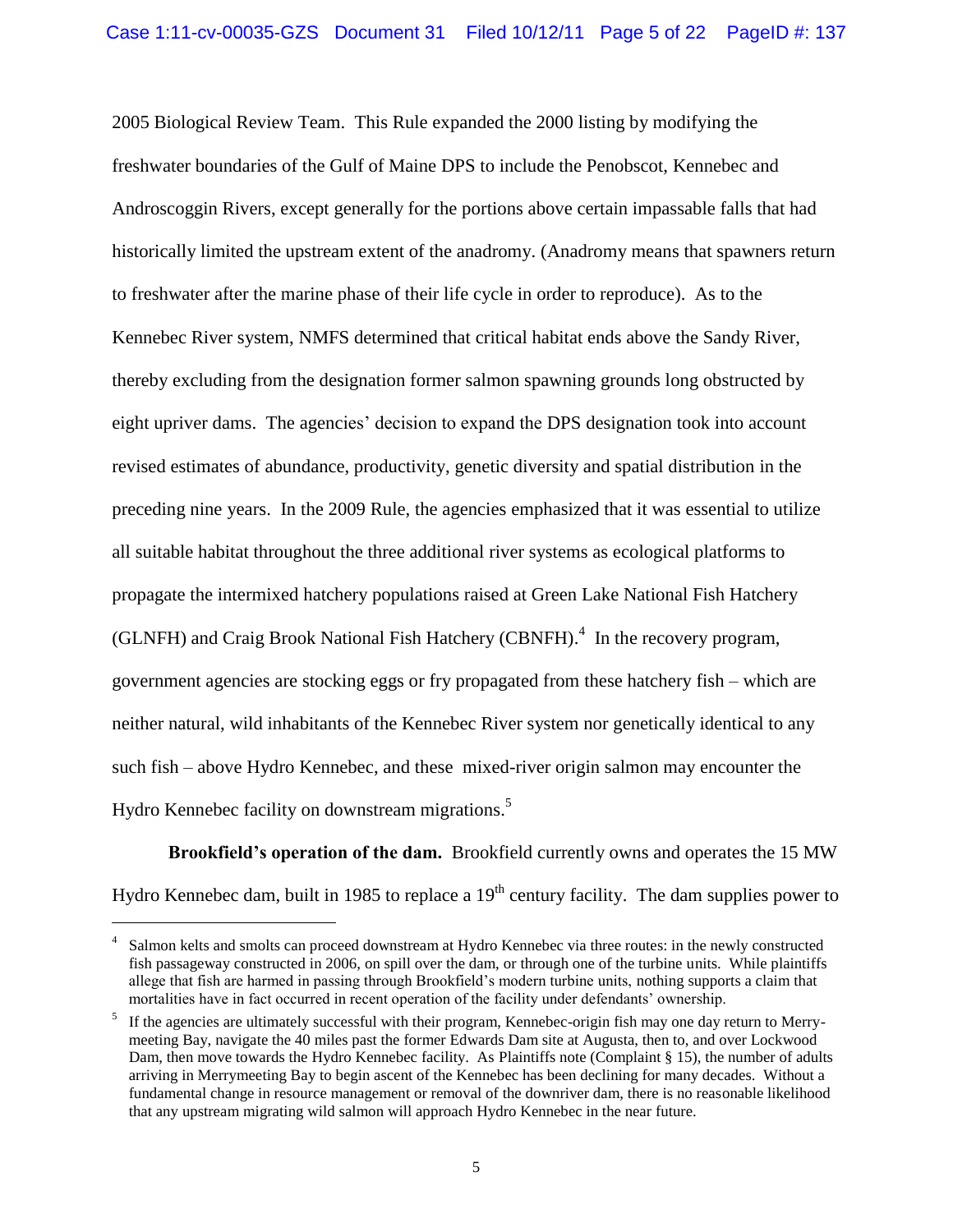2005 Biological Review Team. This Rule expanded the 2000 listing by modifying the freshwater boundaries of the Gulf of Maine DPS to include the Penobscot, Kennebec and Androscoggin Rivers, except generally for the portions above certain impassable falls that had historically limited the upstream extent of the anadromy. (Anadromy means that spawners return to freshwater after the marine phase of their life cycle in order to reproduce). As to the Kennebec River system, NMFS determined that critical habitat ends above the Sandy River, thereby excluding from the designation former salmon spawning grounds long obstructed by eight upriver dams. The agencies' decision to expand the DPS designation took into account revised estimates of abundance, productivity, genetic diversity and spatial distribution in the preceding nine years. In the 2009 Rule, the agencies emphasized that it was essential to utilize all suitable habitat throughout the three additional river systems as ecological platforms to propagate the intermixed hatchery populations raised at Green Lake National Fish Hatchery (GLNFH) and Craig Brook National Fish Hatchery (CBNFH).[4] In the recovery program, government agencies are stocking eggs or fry propagated from these hatchery fish – which are neither natural, wild inhabitants of the Kennebec River system nor genetically identical to any such fish – above Hydro Kennebec, and these mixed-river origin salmon may encounter the Hydro Kennebec facility on downstream migrations.[5]

**Brookfield's operation of the dam.** Brookfield currently owns and operates the 15 MW Hydro Kennebec dam, built in 1985 to replace a 19th century facility. The dam supplies power to

---

[4] Salmon kelts and smolts can proceed downstream at Hydro Kennebec via three routes: in the newly constructed fish passageway constructed in 2006, on spill over the dam, or through one of the turbine units. While plaintiffs allege that fish are harmed in passing through Brookfield's modern turbine units, nothing supports a claim that mortalities have in fact occurred in recent operation of the facility under defendants' ownership.

[5] If the agencies are ultimately successful with their program, Kennebec-origin fish may one day return to Merrymeeting Bay, navigate the 40 miles past the former Edwards Dam site at Augusta, then to, and over Lockwood Dam, then move towards the Hydro Kennebec facility. As Plaintiffs note (Complaint § 15), the number of adults arriving in Merrymeeting Bay to begin ascent of the Kennebec has been declining for many decades. Without a fundamental change in resource management or removal of the downriver dam, there is no reasonable likelihood that any upstream migrating wild salmon will approach Hydro Kennebec in the near future.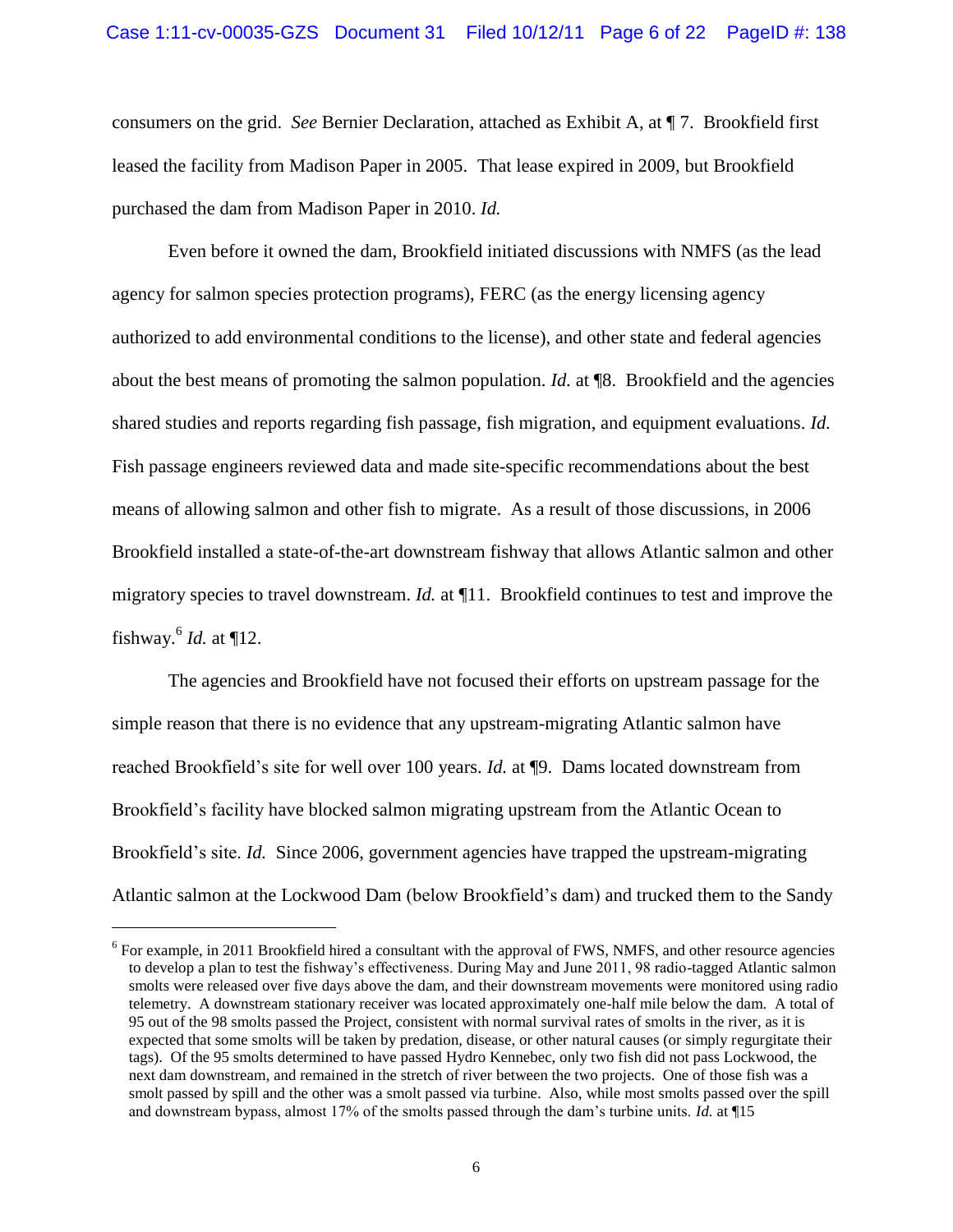consumers on the grid. *See* Bernier Declaration, attached as Exhibit A, at ¶ 7. Brookfield first leased the facility from Madison Paper in 2005. That lease expired in 2009, but Brookfield purchased the dam from Madison Paper in 2010. *Id.*

Even before it owned the dam, Brookfield initiated discussions with NMFS (as the lead agency for salmon species protection programs), FERC (as the energy licensing agency authorized to add environmental conditions to the license), and other state and federal agencies about the best means of promoting the salmon population. *Id.* at ¶8. Brookfield and the agencies shared studies and reports regarding fish passage, fish migration, and equipment evaluations. *Id.* Fish passage engineers reviewed data and made site-specific recommendations about the best means of allowing salmon and other fish to migrate. As a result of those discussions, in 2006 Brookfield installed a state-of-the-art downstream fishway that allows Atlantic salmon and other migratory species to travel downstream. *Id.* at ¶11. Brookfield continues to test and improve the fishway.[6] *Id.* at ¶12.

The agencies and Brookfield have not focused their efforts on upstream passage for the simple reason that there is no evidence that any upstream-migrating Atlantic salmon have reached Brookfield's site for well over 100 years. *Id.* at ¶9. Dams located downstream from Brookfield's facility have blocked salmon migrating upstream from the Atlantic Ocean to Brookfield's site. *Id.* Since 2006, government agencies have trapped the upstream-migrating Atlantic salmon at the Lockwood Dam (below Brookfield's dam) and trucked them to the Sandy

---

[6] For example, in 2011 Brookfield hired a consultant with the approval of FWS, NMFS, and other resource agencies to develop a plan to test the fishway's effectiveness. During May and June 2011, 98 radio-tagged Atlantic salmon smolts were released over five days above the dam, and their downstream movements were monitored using radio telemetry. A downstream stationary receiver was located approximately one-half mile below the dam. A total of 95 out of the 98 smolts passed the Project, consistent with normal survival rates of smolts in the river, as it is expected that some smolts will be taken by predation, disease, or other natural causes (or simply regurgitate their tags). Of the 95 smolts determined to have passed Hydro Kennebec, only two fish did not pass Lockwood, the next dam downstream, and remained in the stretch of river between the two projects. One of those fish was a smolt passed by spill and the other was a smolt passed via turbine. Also, while most smolts passed over the spill and downstream bypass, almost 17% of the smolts passed through the dam's turbine units. *Id.* at ¶15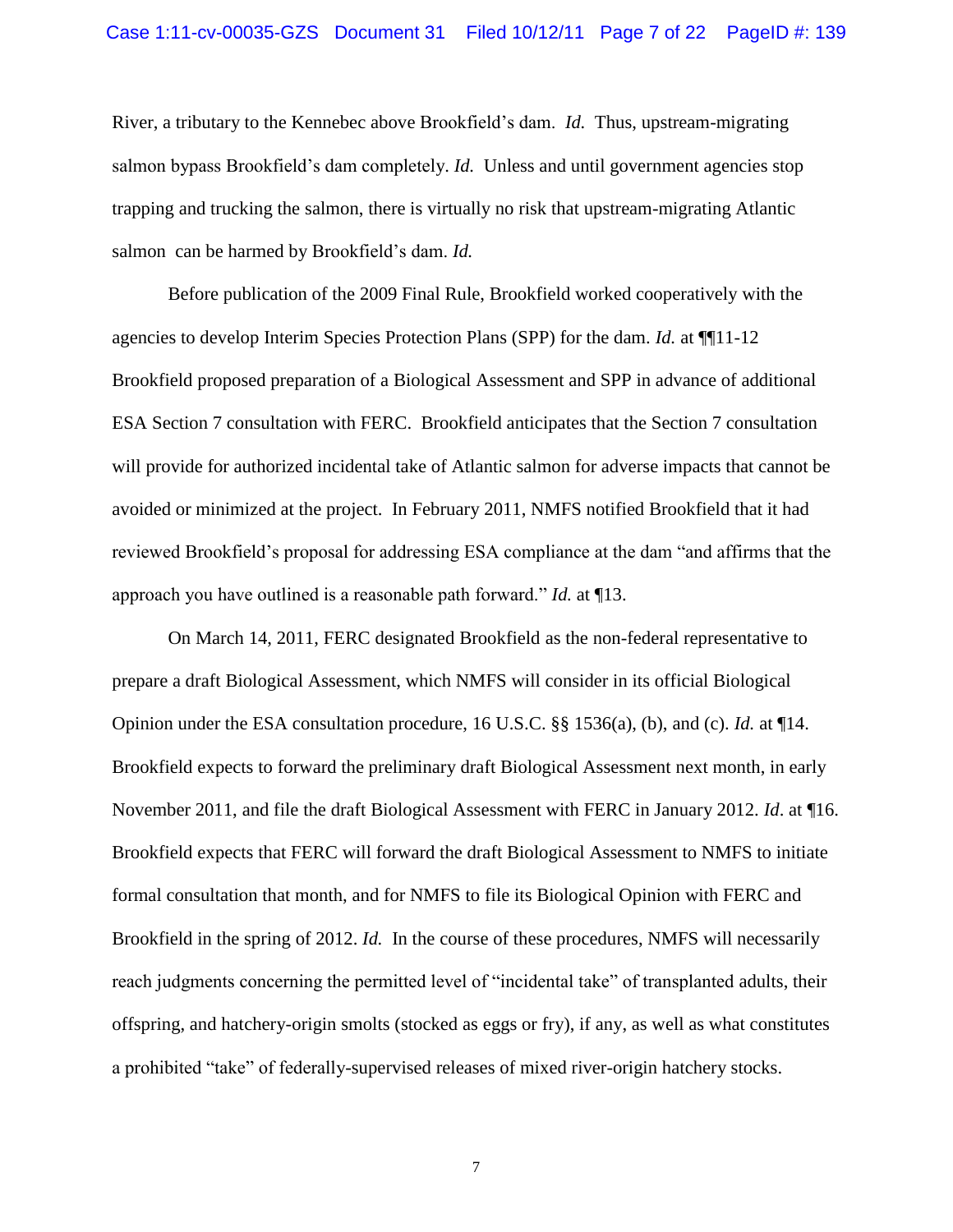River, a tributary to the Kennebec above Brookfield's dam. *Id.* Thus, upstream-migrating salmon bypass Brookfield's dam completely. *Id.* Unless and until government agencies stop trapping and trucking the salmon, there is virtually no risk that upstream-migrating Atlantic salmon can be harmed by Brookfield's dam. *Id.*

Before publication of the 2009 Final Rule, Brookfield worked cooperatively with the agencies to develop Interim Species Protection Plans (SPP) for the dam. *Id.* at ¶¶11-12 Brookfield proposed preparation of a Biological Assessment and SPP in advance of additional ESA Section 7 consultation with FERC. Brookfield anticipates that the Section 7 consultation will provide for authorized incidental take of Atlantic salmon for adverse impacts that cannot be avoided or minimized at the project. In February 2011, NMFS notified Brookfield that it had reviewed Brookfield's proposal for addressing ESA compliance at the dam "and affirms that the approach you have outlined is a reasonable path forward." *Id.* at ¶13.

On March 14, 2011, FERC designated Brookfield as the non-federal representative to prepare a draft Biological Assessment, which NMFS will consider in its official Biological Opinion under the ESA consultation procedure, 16 U.S.C. §§ 1536(a), (b), and (c). *Id.* at ¶14. Brookfield expects to forward the preliminary draft Biological Assessment next month, in early November 2011, and file the draft Biological Assessment with FERC in January 2012. *Id*. at ¶16. Brookfield expects that FERC will forward the draft Biological Assessment to NMFS to initiate formal consultation that month, and for NMFS to file its Biological Opinion with FERC and Brookfield in the spring of 2012. *Id.* In the course of these procedures, NMFS will necessarily reach judgments concerning the permitted level of "incidental take" of transplanted adults, their offspring, and hatchery-origin smolts (stocked as eggs or fry), if any, as well as what constitutes a prohibited "take" of federally-supervised releases of mixed river-origin hatchery stocks.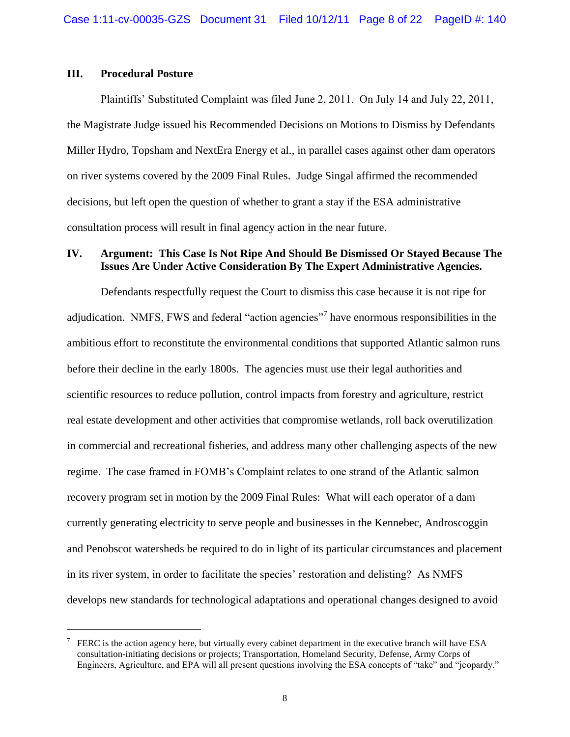## III. Procedural Posture

Plaintiffs' Substituted Complaint was filed June 2, 2011. On July 14 and July 22, 2011, the Magistrate Judge issued his Recommended Decisions on Motions to Dismiss by Defendants Miller Hydro, Topsham and NextEra Energy et al., in parallel cases against other dam operators on river systems covered by the 2009 Final Rules. Judge Singal affirmed the recommended decisions, but left open the question of whether to grant a stay if the ESA administrative consultation process will result in final agency action in the near future.

## IV. Argument: This Case Is Not Ripe And Should Be Dismissed Or Stayed Because The Issues Are Under Active Consideration By The Expert Administrative Agencies.

Defendants respectfully request the Court to dismiss this case because it is not ripe for adjudication. NMFS, FWS and federal "action agencies"[7] have enormous responsibilities in the ambitious effort to reconstitute the environmental conditions that supported Atlantic salmon runs before their decline in the early 1800s. The agencies must use their legal authorities and scientific resources to reduce pollution, control impacts from forestry and agriculture, restrict real estate development and other activities that compromise wetlands, roll back overutilization in commercial and recreational fisheries, and address many other challenging aspects of the new regime. The case framed in FOMB's Complaint relates to one strand of the Atlantic salmon recovery program set in motion by the 2009 Final Rules: What will each operator of a dam currently generating electricity to serve people and businesses in the Kennebec, Androscoggin and Penobscot watersheds be required to do in light of its particular circumstances and placement in its river system, in order to facilitate the species' restoration and delisting? As NMFS develops new standards for technological adaptations and operational changes designed to avoid

---

[7] FERC is the action agency here, but virtually every cabinet department in the executive branch will have ESA consultation-initiating decisions or projects; Transportation, Homeland Security, Defense, Army Corps of Engineers, Agriculture, and EPA will all present questions involving the ESA concepts of "take" and "jeopardy."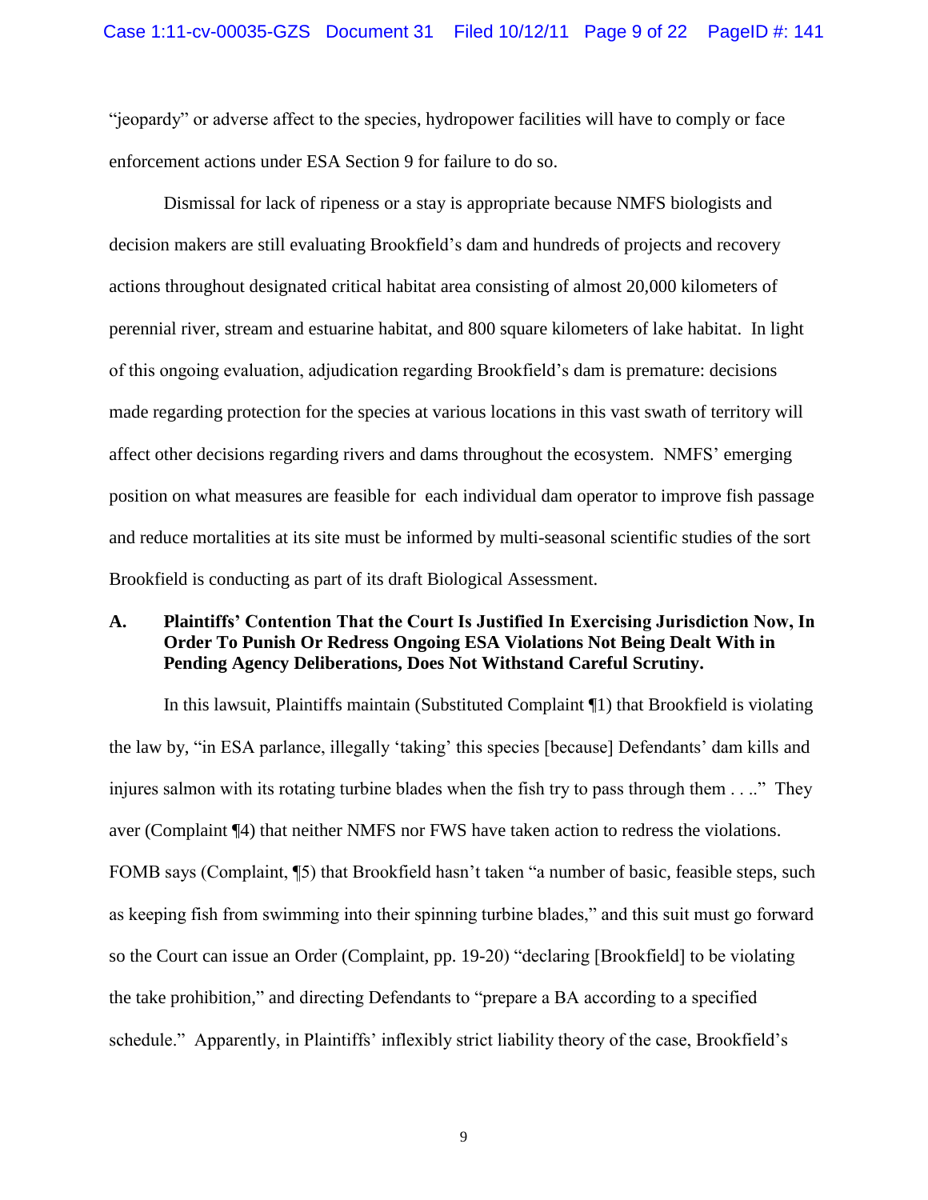"jeopardy" or adverse affect to the species, hydropower facilities will have to comply or face enforcement actions under ESA Section 9 for failure to do so.

Dismissal for lack of ripeness or a stay is appropriate because NMFS biologists and decision makers are still evaluating Brookfield's dam and hundreds of projects and recovery actions throughout designated critical habitat area consisting of almost 20,000 kilometers of perennial river, stream and estuarine habitat, and 800 square kilometers of lake habitat. In light of this ongoing evaluation, adjudication regarding Brookfield's dam is premature: decisions made regarding protection for the species at various locations in this vast swath of territory will affect other decisions regarding rivers and dams throughout the ecosystem. NMFS' emerging position on what measures are feasible for each individual dam operator to improve fish passage and reduce mortalities at its site must be informed by multi-seasonal scientific studies of the sort Brookfield is conducting as part of its draft Biological Assessment.

### A. Plaintiffs' Contention That the Court Is Justified In Exercising Jurisdiction Now, In Order To Punish Or Redress Ongoing ESA Violations Not Being Dealt With in Pending Agency Deliberations, Does Not Withstand Careful Scrutiny.

In this lawsuit, Plaintiffs maintain (Substituted Complaint ¶1) that Brookfield is violating the law by, "in ESA parlance, illegally 'taking' this species [because] Defendants' dam kills and injures salmon with its rotating turbine blades when the fish try to pass through them . . .." They aver (Complaint ¶4) that neither NMFS nor FWS have taken action to redress the violations. FOMB says (Complaint, ¶5) that Brookfield hasn't taken "a number of basic, feasible steps, such as keeping fish from swimming into their spinning turbine blades," and this suit must go forward so the Court can issue an Order (Complaint, pp. 19-20) "declaring [Brookfield] to be violating the take prohibition," and directing Defendants to "prepare a BA according to a specified schedule." Apparently, in Plaintiffs' inflexibly strict liability theory of the case, Brookfield's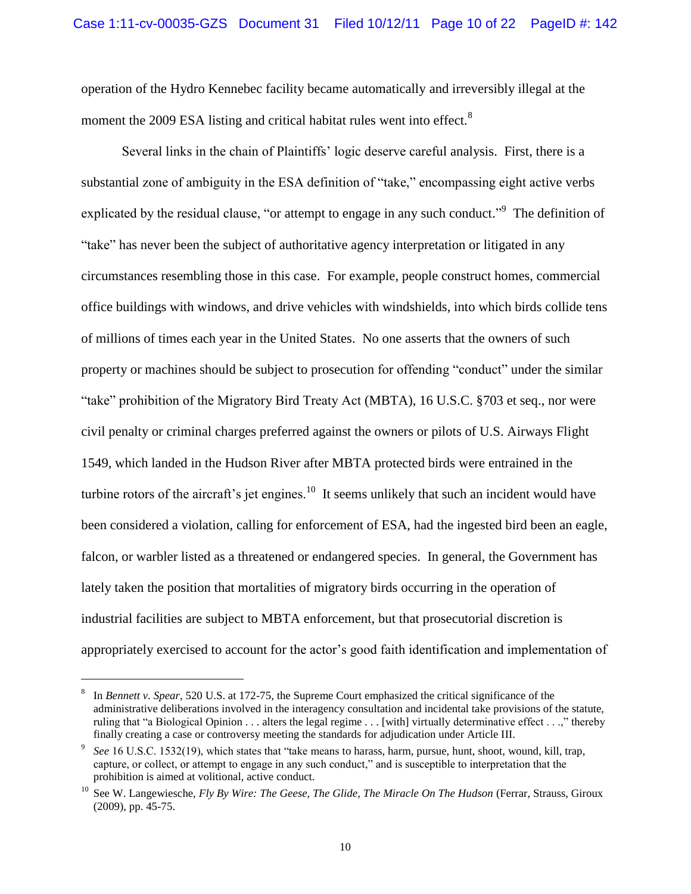operation of the Hydro Kennebec facility became automatically and irreversibly illegal at the moment the 2009 ESA listing and critical habitat rules went into effect.[8]

Several links in the chain of Plaintiffs' logic deserve careful analysis. First, there is a substantial zone of ambiguity in the ESA definition of "take," encompassing eight active verbs explicated by the residual clause, "or attempt to engage in any such conduct."[9] The definition of "take" has never been the subject of authoritative agency interpretation or litigated in any circumstances resembling those in this case. For example, people construct homes, commercial office buildings with windows, and drive vehicles with windshields, into which birds collide tens of millions of times each year in the United States. No one asserts that the owners of such property or machines should be subject to prosecution for offending "conduct" under the similar "take" prohibition of the Migratory Bird Treaty Act (MBTA), 16 U.S.C. §703 et seq., nor were civil penalty or criminal charges preferred against the owners or pilots of U.S. Airways Flight 1549, which landed in the Hudson River after MBTA protected birds were entrained in the turbine rotors of the aircraft's jet engines.[10] It seems unlikely that such an incident would have been considered a violation, calling for enforcement of ESA, had the ingested bird been an eagle, falcon, or warbler listed as a threatened or endangered species. In general, the Government has lately taken the position that mortalities of migratory birds occurring in the operation of industrial facilities are subject to MBTA enforcement, but that prosecutorial discretion is appropriately exercised to account for the actor's good faith identification and implementation of

---

[8] In *Bennett v. Spear*, 520 U.S. at 172-75, the Supreme Court emphasized the critical significance of the administrative deliberations involved in the interagency consultation and incidental take provisions of the statute, ruling that "a Biological Opinion . . . alters the legal regime . . . [with] virtually determinative effect . . .," thereby finally creating a case or controversy meeting the standards for adjudication under Article III.

[9] *See* 16 U.S.C. 1532(19), which states that "take means to harass, harm, pursue, hunt, shoot, wound, kill, trap, capture, or collect, or attempt to engage in any such conduct," and is susceptible to interpretation that the prohibition is aimed at volitional, active conduct.

[10] See W. Langewiesche, *Fly By Wire: The Geese, The Glide, The Miracle On The Hudson* (Ferrar, Strauss, Giroux (2009), pp. 45-75.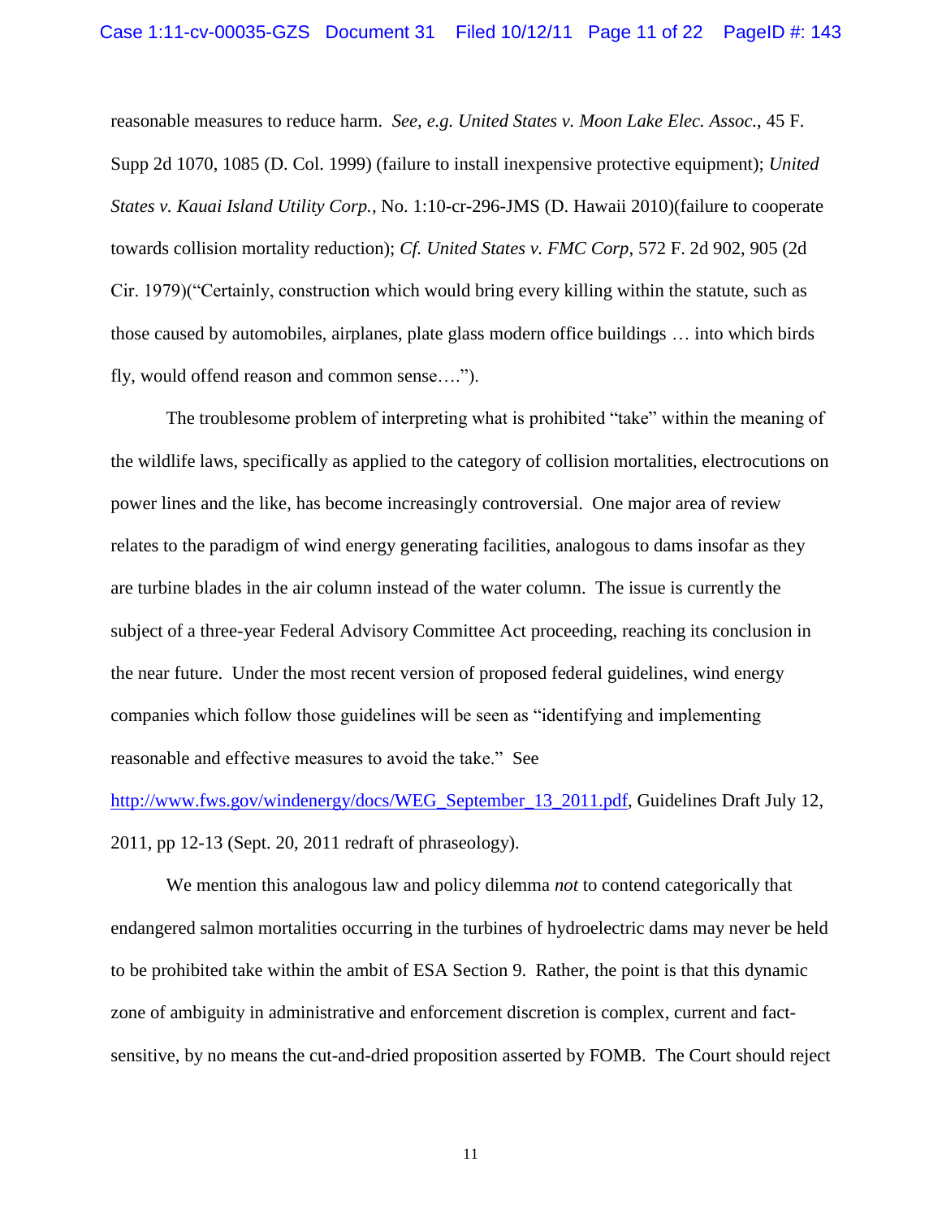reasonable measures to reduce harm. *See, e.g. United States v. Moon Lake Elec. Assoc.*, 45 F. Supp 2d 1070, 1085 (D. Col. 1999) (failure to install inexpensive protective equipment); *United States v. Kauai Island Utility Corp.*, No. 1:10-cr-296-JMS (D. Hawaii 2010)(failure to cooperate towards collision mortality reduction); *Cf. United States v. FMC Corp*, 572 F. 2d 902, 905 (2d Cir. 1979)("Certainly, construction which would bring every killing within the statute, such as those caused by automobiles, airplanes, plate glass modern office buildings … into which birds fly, would offend reason and common sense….").

The troublesome problem of interpreting what is prohibited "take" within the meaning of the wildlife laws, specifically as applied to the category of collision mortalities, electrocutions on power lines and the like, has become increasingly controversial. One major area of review relates to the paradigm of wind energy generating facilities, analogous to dams insofar as they are turbine blades in the air column instead of the water column. The issue is currently the subject of a three-year Federal Advisory Committee Act proceeding, reaching its conclusion in the near future. Under the most recent version of proposed federal guidelines, wind energy companies which follow those guidelines will be seen as "identifying and implementing reasonable and effective measures to avoid the take." See http://www.fws.gov/windenergy/docs/WEG_September_13_2011.pdf, Guidelines Draft July 12, 2011, pp 12-13 (Sept. 20, 2011 redraft of phraseology).

We mention this analogous law and policy dilemma *not* to contend categorically that endangered salmon mortalities occurring in the turbines of hydroelectric dams may never be held to be prohibited take within the ambit of ESA Section 9. Rather, the point is that this dynamic zone of ambiguity in administrative and enforcement discretion is complex, current and fact-sensitive, by no means the cut-and-dried proposition asserted by FOMB. The Court should reject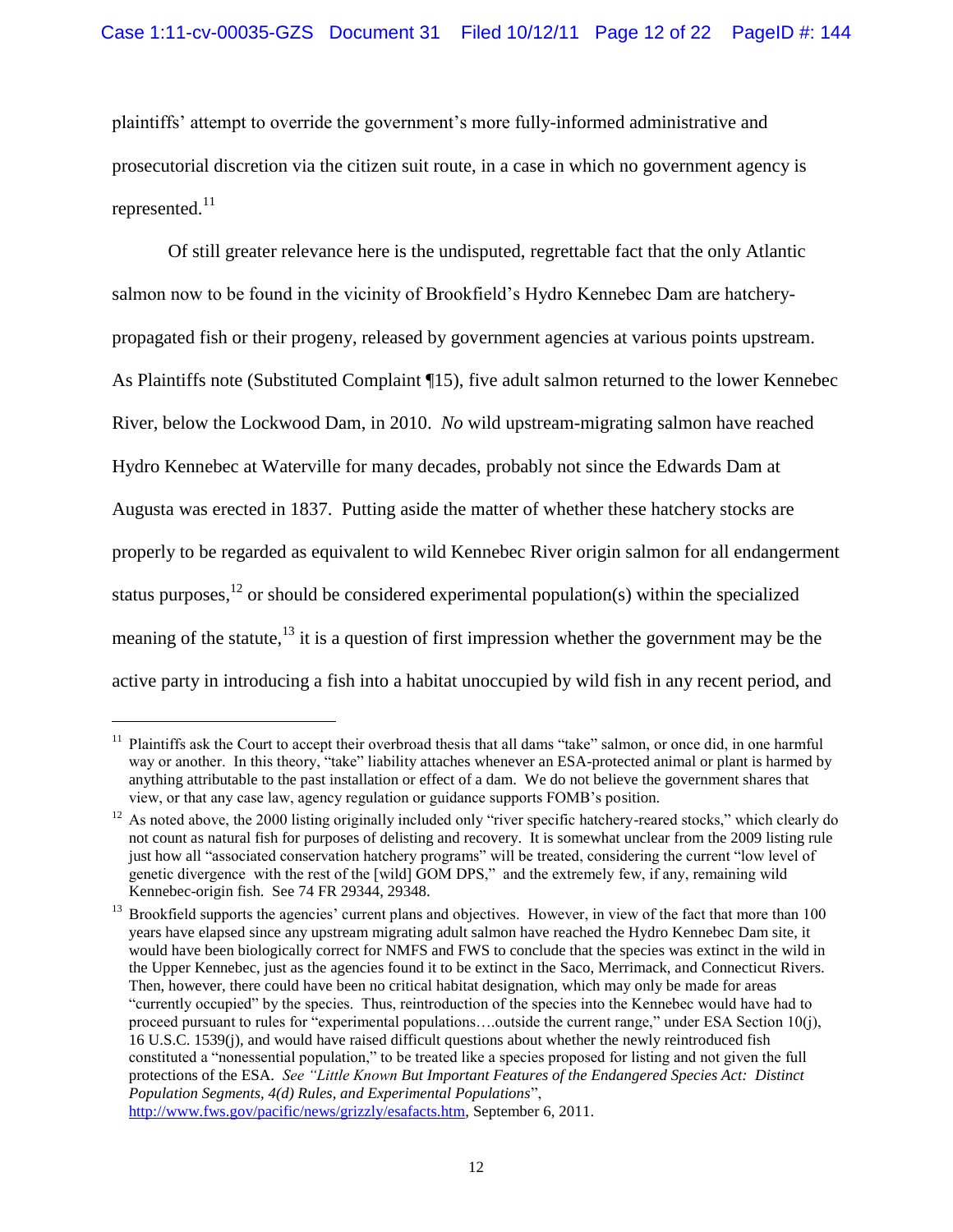plaintiffs' attempt to override the government's more fully-informed administrative and prosecutorial discretion via the citizen suit route, in a case in which no government agency is represented.[11]

Of still greater relevance here is the undisputed, regrettable fact that the only Atlantic salmon now to be found in the vicinity of Brookfield's Hydro Kennebec Dam are hatchery-propagated fish or their progeny, released by government agencies at various points upstream. As Plaintiffs note (Substituted Complaint ¶15), five adult salmon returned to the lower Kennebec River, below the Lockwood Dam, in 2010. *No* wild upstream-migrating salmon have reached Hydro Kennebec at Waterville for many decades, probably not since the Edwards Dam at Augusta was erected in 1837. Putting aside the matter of whether these hatchery stocks are properly to be regarded as equivalent to wild Kennebec River origin salmon for all endangerment status purposes,[12] or should be considered experimental population(s) within the specialized meaning of the statute,[13] it is a question of first impression whether the government may be the active party in introducing a fish into a habitat unoccupied by wild fish in any recent period, and

---

[11] Plaintiffs ask the Court to accept their overbroad thesis that all dams "take" salmon, or once did, in one harmful way or another. In this theory, "take" liability attaches whenever an ESA-protected animal or plant is harmed by anything attributable to the past installation or effect of a dam. We do not believe the government shares that view, or that any case law, agency regulation or guidance supports FOMB's position.

[12] As noted above, the 2000 listing originally included only "river specific hatchery-reared stocks," which clearly do not count as natural fish for purposes of delisting and recovery. It is somewhat unclear from the 2009 listing rule just how all "associated conservation hatchery programs" will be treated, considering the current "low level of genetic divergence with the rest of the [wild] GOM DPS," and the extremely few, if any, remaining wild Kennebec-origin fish. See 74 FR 29344, 29348.

[13] Brookfield supports the agencies' current plans and objectives. However, in view of the fact that more than 100 years have elapsed since any upstream migrating adult salmon have reached the Hydro Kennebec Dam site, it would have been biologically correct for NMFS and FWS to conclude that the species was extinct in the wild in the Upper Kennebec, just as the agencies found it to be extinct in the Saco, Merrimack, and Connecticut Rivers. Then, however, there could have been no critical habitat designation, which may only be made for areas "currently occupied" by the species. Thus, reintroduction of the species into the Kennebec would have had to proceed pursuant to rules for "experimental populations….outside the current range," under ESA Section 10(j), 16 U.S.C. 1539(j), and would have raised difficult questions about whether the newly reintroduced fish constituted a "nonessential population," to be treated like a species proposed for listing and not given the full protections of the ESA. *See "Little Known But Important Features of the Endangered Species Act: Distinct Population Segments, 4(d) Rules, and Experimental Populations*", http://www.fws.gov/pacific/news/grizzly/esafacts.htm, September 6, 2011.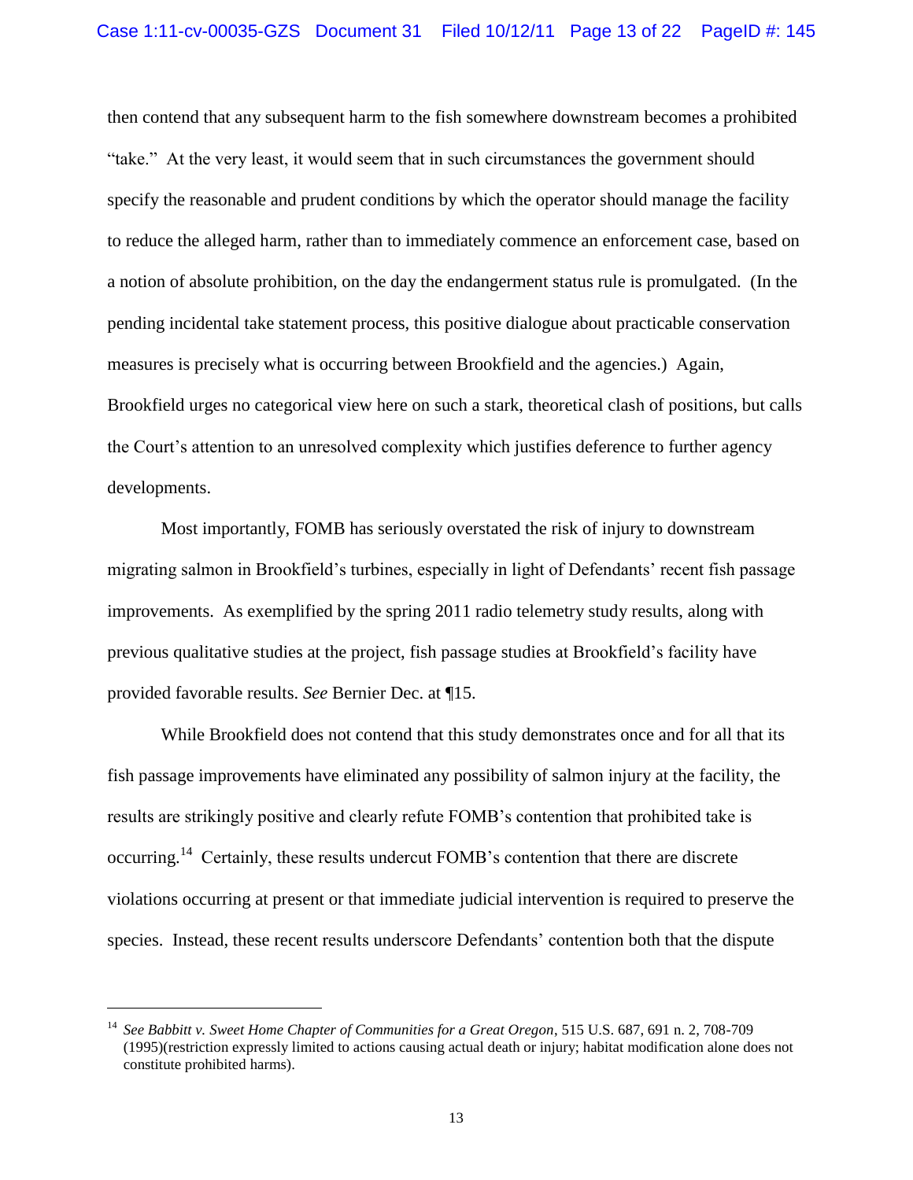then contend that any subsequent harm to the fish somewhere downstream becomes a prohibited "take." At the very least, it would seem that in such circumstances the government should specify the reasonable and prudent conditions by which the operator should manage the facility to reduce the alleged harm, rather than to immediately commence an enforcement case, based on a notion of absolute prohibition, on the day the endangerment status rule is promulgated. (In the pending incidental take statement process, this positive dialogue about practicable conservation measures is precisely what is occurring between Brookfield and the agencies.) Again, Brookfield urges no categorical view here on such a stark, theoretical clash of positions, but calls the Court's attention to an unresolved complexity which justifies deference to further agency developments.

Most importantly, FOMB has seriously overstated the risk of injury to downstream migrating salmon in Brookfield's turbines, especially in light of Defendants' recent fish passage improvements. As exemplified by the spring 2011 radio telemetry study results, along with previous qualitative studies at the project, fish passage studies at Brookfield's facility have provided favorable results. *See* Bernier Dec. at ¶15.

While Brookfield does not contend that this study demonstrates once and for all that its fish passage improvements have eliminated any possibility of salmon injury at the facility, the results are strikingly positive and clearly refute FOMB's contention that prohibited take is occurring.[14] Certainly, these results undercut FOMB's contention that there are discrete violations occurring at present or that immediate judicial intervention is required to preserve the species. Instead, these recent results underscore Defendants' contention both that the dispute

---

[14] *See Babbitt v. Sweet Home Chapter of Communities for a Great Oregon*, 515 U.S. 687, 691 n. 2, 708-709 (1995)(restriction expressly limited to actions causing actual death or injury; habitat modification alone does not constitute prohibited harms).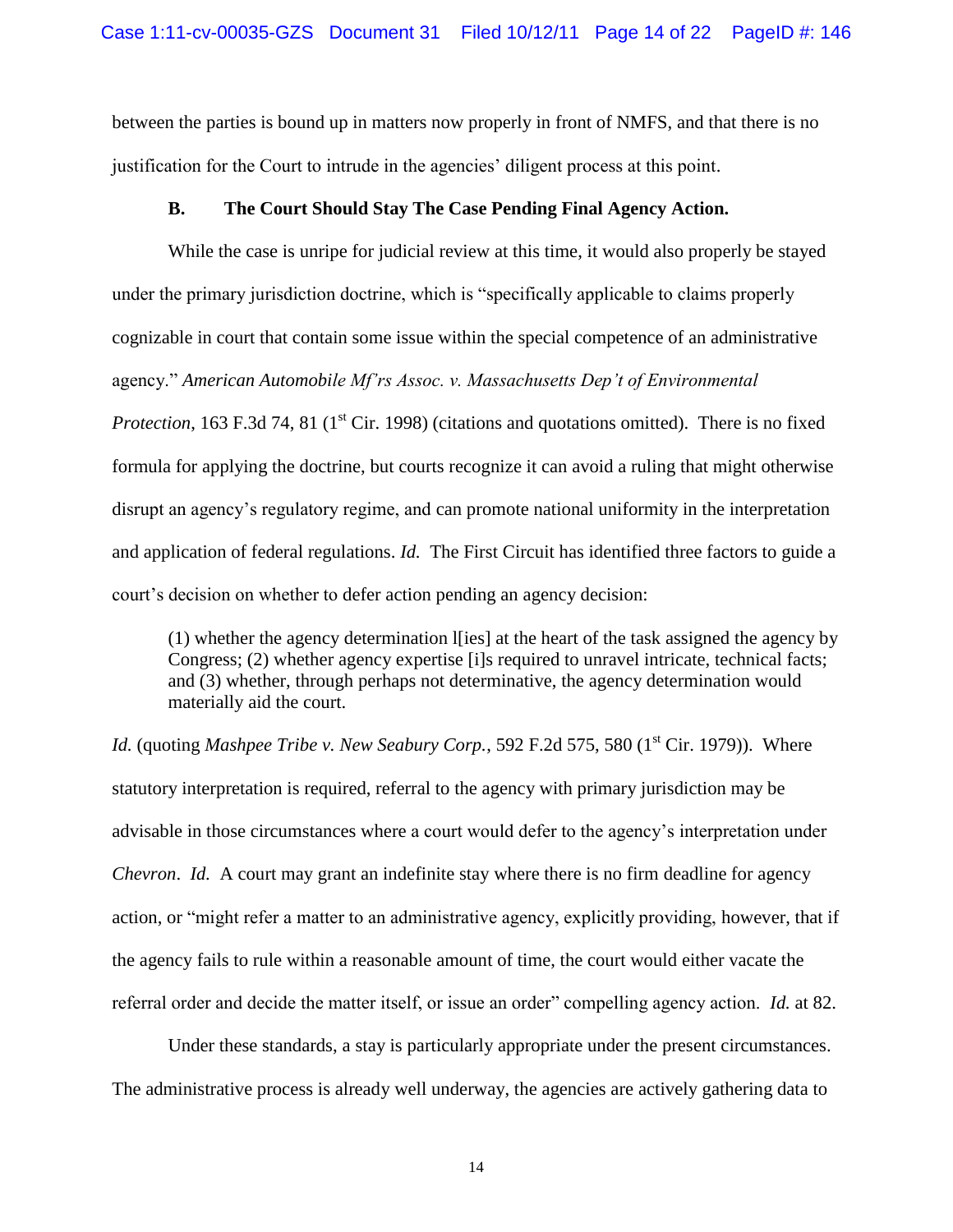between the parties is bound up in matters now properly in front of NMFS, and that there is no justification for the Court to intrude in the agencies' diligent process at this point.

### B. The Court Should Stay The Case Pending Final Agency Action.

While the case is unripe for judicial review at this time, it would also properly be stayed under the primary jurisdiction doctrine, which is "specifically applicable to claims properly cognizable in court that contain some issue within the special competence of an administrative agency." *American Automobile Mf'rs Assoc. v. Massachusetts Dep't of Environmental Protection*, 163 F.3d 74, 81 (1st Cir. 1998) (citations and quotations omitted). There is no fixed formula for applying the doctrine, but courts recognize it can avoid a ruling that might otherwise disrupt an agency's regulatory regime, and can promote national uniformity in the interpretation and application of federal regulations. *Id.* The First Circuit has identified three factors to guide a court's decision on whether to defer action pending an agency decision:

> (1) whether the agency determination l[ies] at the heart of the task assigned the agency by Congress; (2) whether agency expertise [i]s required to unravel intricate, technical facts; and (3) whether, through perhaps not determinative, the agency determination would materially aid the court.

*Id.* (quoting *Mashpee Tribe v. New Seabury Corp.*, 592 F.2d 575, 580 (1st Cir. 1979)). Where statutory interpretation is required, referral to the agency with primary jurisdiction may be advisable in those circumstances where a court would defer to the agency's interpretation under *Chevron*. *Id.* A court may grant an indefinite stay where there is no firm deadline for agency action, or "might refer a matter to an administrative agency, explicitly providing, however, that if the agency fails to rule within a reasonable amount of time, the court would either vacate the referral order and decide the matter itself, or issue an order" compelling agency action. *Id.* at 82.

Under these standards, a stay is particularly appropriate under the present circumstances. The administrative process is already well underway, the agencies are actively gathering data to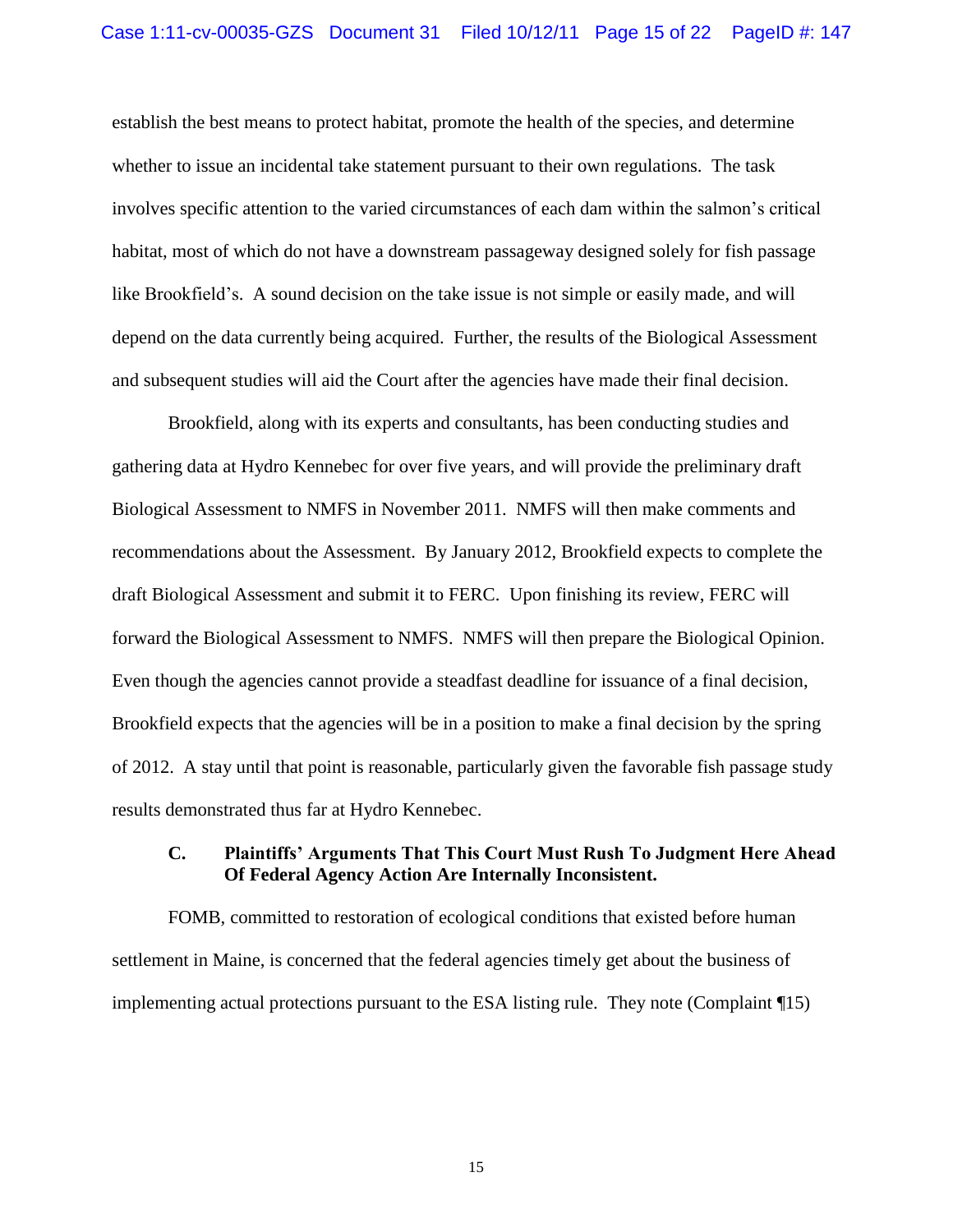establish the best means to protect habitat, promote the health of the species, and determine whether to issue an incidental take statement pursuant to their own regulations. The task involves specific attention to the varied circumstances of each dam within the salmon's critical habitat, most of which do not have a downstream passageway designed solely for fish passage like Brookfield's. A sound decision on the take issue is not simple or easily made, and will depend on the data currently being acquired. Further, the results of the Biological Assessment and subsequent studies will aid the Court after the agencies have made their final decision.

Brookfield, along with its experts and consultants, has been conducting studies and gathering data at Hydro Kennebec for over five years, and will provide the preliminary draft Biological Assessment to NMFS in November 2011. NMFS will then make comments and recommendations about the Assessment. By January 2012, Brookfield expects to complete the draft Biological Assessment and submit it to FERC. Upon finishing its review, FERC will forward the Biological Assessment to NMFS. NMFS will then prepare the Biological Opinion. Even though the agencies cannot provide a steadfast deadline for issuance of a final decision, Brookfield expects that the agencies will be in a position to make a final decision by the spring of 2012. A stay until that point is reasonable, particularly given the favorable fish passage study results demonstrated thus far at Hydro Kennebec.

### C. Plaintiffs' Arguments That This Court Must Rush To Judgment Here Ahead Of Federal Agency Action Are Internally Inconsistent.

FOMB, committed to restoration of ecological conditions that existed before human settlement in Maine, is concerned that the federal agencies timely get about the business of implementing actual protections pursuant to the ESA listing rule. They note (Complaint ¶15)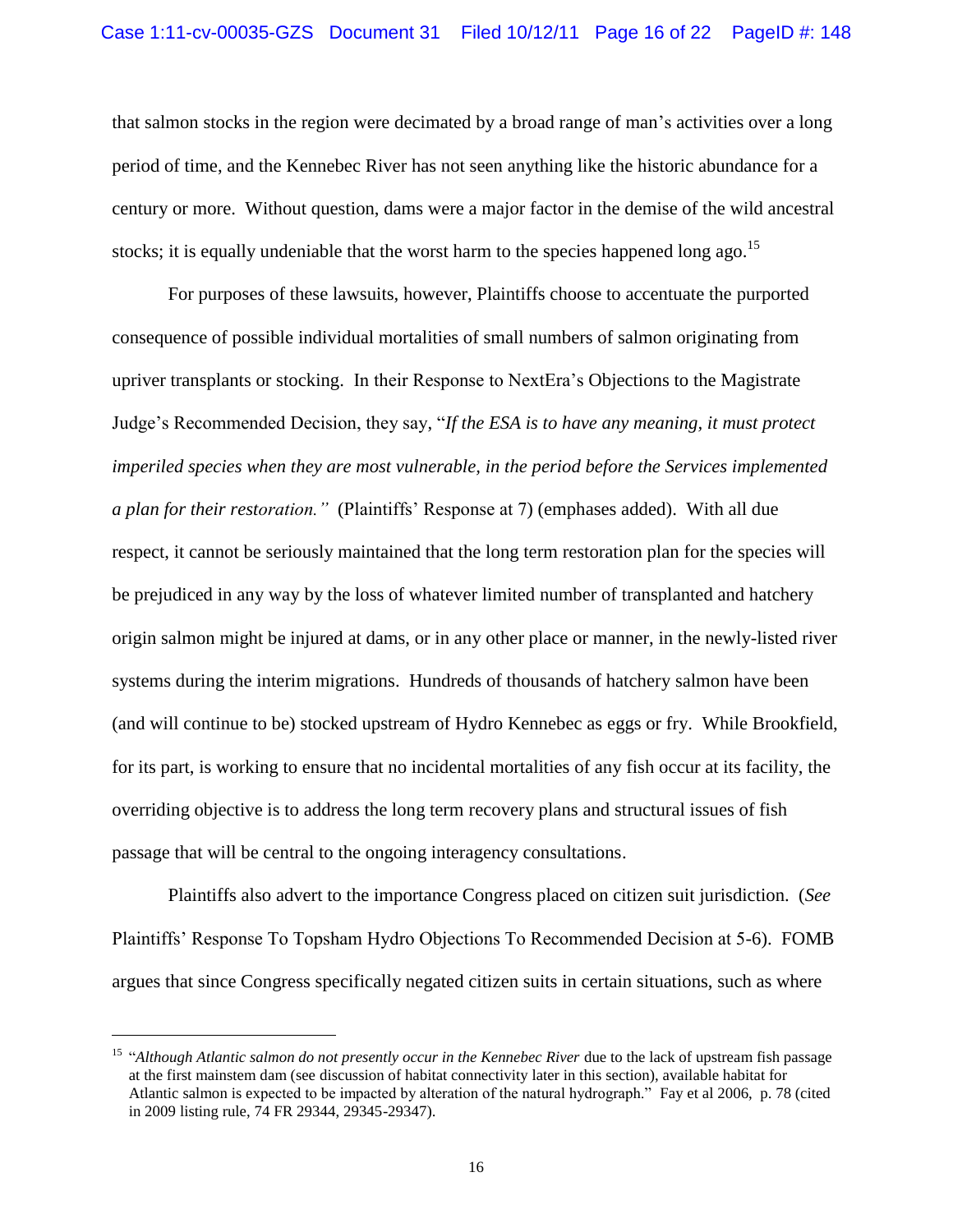that salmon stocks in the region were decimated by a broad range of man's activities over a long period of time, and the Kennebec River has not seen anything like the historic abundance for a century or more. Without question, dams were a major factor in the demise of the wild ancestral stocks; it is equally undeniable that the worst harm to the species happened long ago.[15]

For purposes of these lawsuits, however, Plaintiffs choose to accentuate the purported consequence of possible individual mortalities of small numbers of salmon originating from upriver transplants or stocking. In their Response to NextEra's Objections to the Magistrate Judge's Recommended Decision, they say, "*If the ESA is to have any meaning, it must protect imperiled species when they are most vulnerable, in the period before the Services implemented a plan for their restoration."* (Plaintiffs' Response at 7) (emphases added). With all due respect, it cannot be seriously maintained that the long term restoration plan for the species will be prejudiced in any way by the loss of whatever limited number of transplanted and hatchery origin salmon might be injured at dams, or in any other place or manner, in the newly-listed river systems during the interim migrations. Hundreds of thousands of hatchery salmon have been (and will continue to be) stocked upstream of Hydro Kennebec as eggs or fry. While Brookfield, for its part, is working to ensure that no incidental mortalities of any fish occur at its facility, the overriding objective is to address the long term recovery plans and structural issues of fish passage that will be central to the ongoing interagency consultations.

Plaintiffs also advert to the importance Congress placed on citizen suit jurisdiction. (*See* Plaintiffs' Response To Topsham Hydro Objections To Recommended Decision at 5-6). FOMB argues that since Congress specifically negated citizen suits in certain situations, such as where

---

[15] "*Although Atlantic salmon do not presently occur in the Kennebec River* due to the lack of upstream fish passage at the first mainstem dam (see discussion of habitat connectivity later in this section), available habitat for Atlantic salmon is expected to be impacted by alteration of the natural hydrograph." Fay et al 2006, p. 78 (cited in 2009 listing rule, 74 FR 29344, 29345-29347).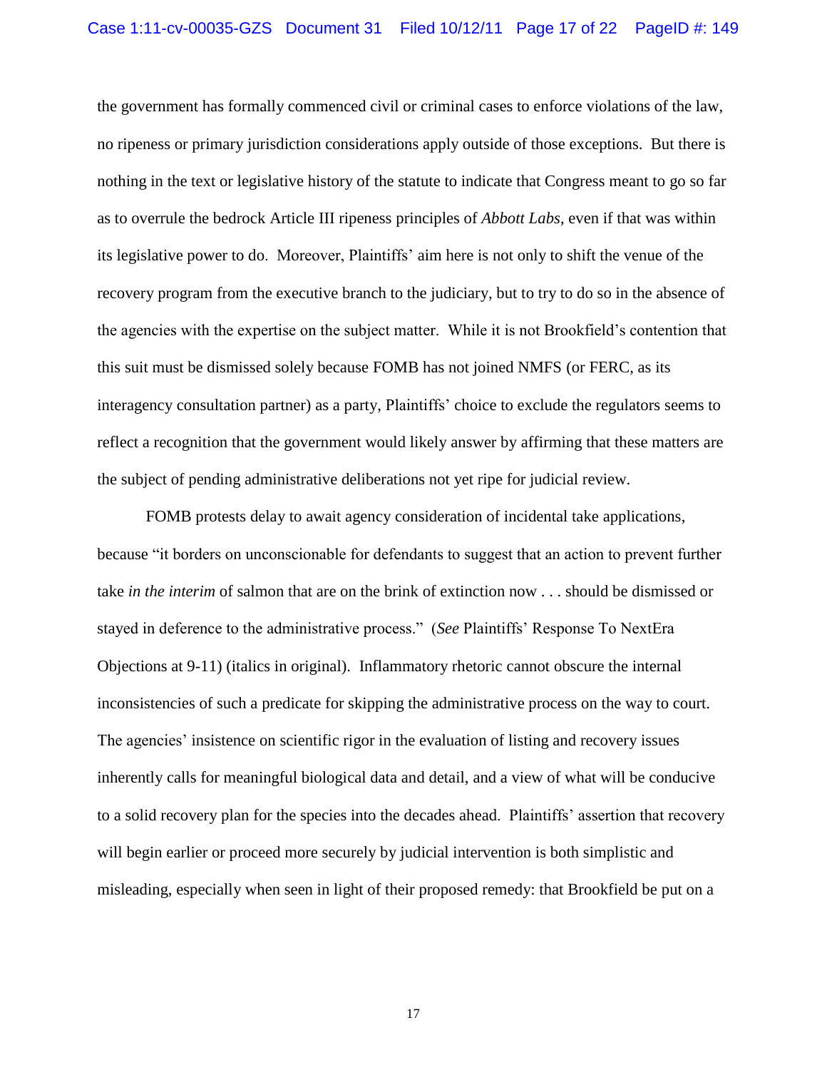the government has formally commenced civil or criminal cases to enforce violations of the law, no ripeness or primary jurisdiction considerations apply outside of those exceptions. But there is nothing in the text or legislative history of the statute to indicate that Congress meant to go so far as to overrule the bedrock Article III ripeness principles of *Abbott Labs*, even if that was within its legislative power to do. Moreover, Plaintiffs' aim here is not only to shift the venue of the recovery program from the executive branch to the judiciary, but to try to do so in the absence of the agencies with the expertise on the subject matter. While it is not Brookfield's contention that this suit must be dismissed solely because FOMB has not joined NMFS (or FERC, as its interagency consultation partner) as a party, Plaintiffs' choice to exclude the regulators seems to reflect a recognition that the government would likely answer by affirming that these matters are the subject of pending administrative deliberations not yet ripe for judicial review.

FOMB protests delay to await agency consideration of incidental take applications, because "it borders on unconscionable for defendants to suggest that an action to prevent further take *in the interim* of salmon that are on the brink of extinction now . . . should be dismissed or stayed in deference to the administrative process." (*See* Plaintiffs' Response To NextEra Objections at 9-11) (italics in original). Inflammatory rhetoric cannot obscure the internal inconsistencies of such a predicate for skipping the administrative process on the way to court. The agencies' insistence on scientific rigor in the evaluation of listing and recovery issues inherently calls for meaningful biological data and detail, and a view of what will be conducive to a solid recovery plan for the species into the decades ahead. Plaintiffs' assertion that recovery will begin earlier or proceed more securely by judicial intervention is both simplistic and misleading, especially when seen in light of their proposed remedy: that Brookfield be put on a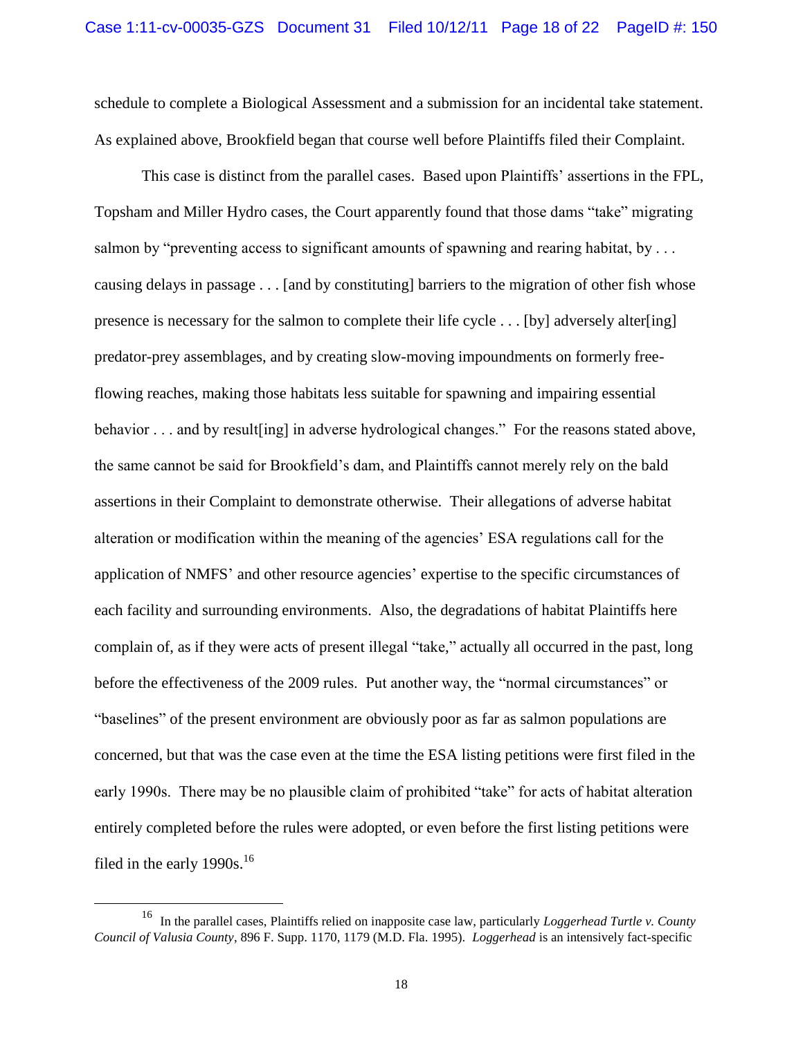schedule to complete a Biological Assessment and a submission for an incidental take statement. As explained above, Brookfield began that course well before Plaintiffs filed their Complaint.

This case is distinct from the parallel cases. Based upon Plaintiffs' assertions in the FPL, Topsham and Miller Hydro cases, the Court apparently found that those dams "take" migrating salmon by "preventing access to significant amounts of spawning and rearing habitat, by . . . causing delays in passage . . . [and by constituting] barriers to the migration of other fish whose presence is necessary for the salmon to complete their life cycle . . . [by] adversely alter[ing] predator-prey assemblages, and by creating slow-moving impoundments on formerly free-flowing reaches, making those habitats less suitable for spawning and impairing essential behavior . . . and by result[ing] in adverse hydrological changes." For the reasons stated above, the same cannot be said for Brookfield's dam, and Plaintiffs cannot merely rely on the bald assertions in their Complaint to demonstrate otherwise. Their allegations of adverse habitat alteration or modification within the meaning of the agencies' ESA regulations call for the application of NMFS' and other resource agencies' expertise to the specific circumstances of each facility and surrounding environments. Also, the degradations of habitat Plaintiffs here complain of, as if they were acts of present illegal "take," actually all occurred in the past, long before the effectiveness of the 2009 rules. Put another way, the "normal circumstances" or "baselines" of the present environment are obviously poor as far as salmon populations are concerned, but that was the case even at the time the ESA listing petitions were first filed in the early 1990s. There may be no plausible claim of prohibited "take" for acts of habitat alteration entirely completed before the rules were adopted, or even before the first listing petitions were filed in the early 1990s.[16]

[16] In the parallel cases, Plaintiffs relied on inapposite case law, particularly *Loggerhead Turtle v. County Council of Valusia County*, 896 F. Supp. 1170, 1179 (M.D. Fla. 1995). *Loggerhead* is an intensively fact-specific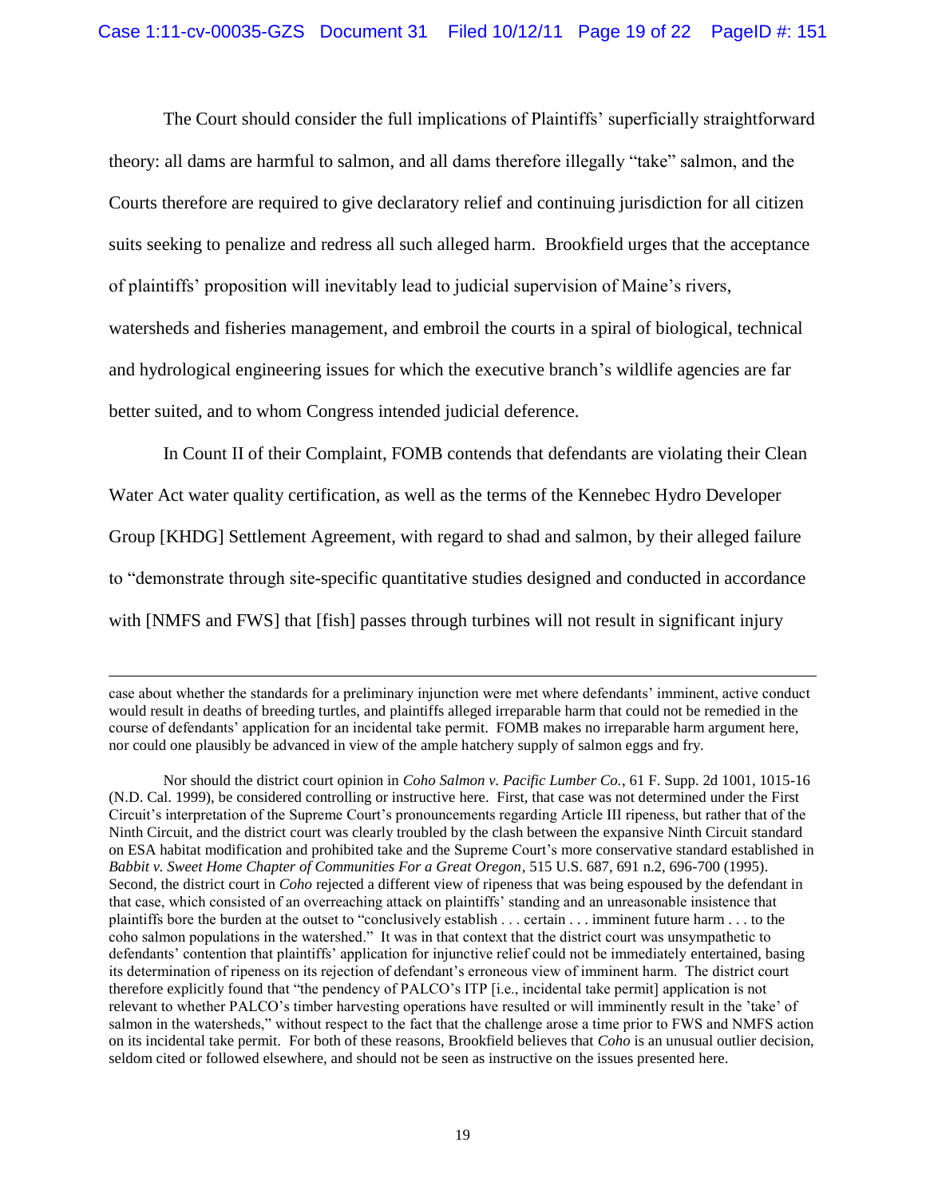The Court should consider the full implications of Plaintiffs' superficially straightforward theory: all dams are harmful to salmon, and all dams therefore illegally "take" salmon, and the Courts therefore are required to give declaratory relief and continuing jurisdiction for all citizen suits seeking to penalize and redress all such alleged harm. Brookfield urges that the acceptance of plaintiffs' proposition will inevitably lead to judicial supervision of Maine's rivers, watersheds and fisheries management, and embroil the courts in a spiral of biological, technical and hydrological engineering issues for which the executive branch's wildlife agencies are far better suited, and to whom Congress intended judicial deference.

In Count II of their Complaint, FOMB contends that defendants are violating their Clean Water Act water quality certification, as well as the terms of the Kennebec Hydro Developer Group [KHDG] Settlement Agreement, with regard to shad and salmon, by their alleged failure to "demonstrate through site-specific quantitative studies designed and conducted in accordance with [NMFS and FWS] that [fish] passes through turbines will not result in significant injury

---

case about whether the standards for a preliminary injunction were met where defendants' imminent, active conduct would result in deaths of breeding turtles, and plaintiffs alleged irreparable harm that could not be remedied in the course of defendants' application for an incidental take permit. FOMB makes no irreparable harm argument here, nor could one plausibly be advanced in view of the ample hatchery supply of salmon eggs and fry.

Nor should the district court opinion in *Coho Salmon v. Pacific Lumber Co.*, 61 F. Supp. 2d 1001, 1015-16 (N.D. Cal. 1999), be considered controlling or instructive here. First, that case was not determined under the First Circuit's interpretation of the Supreme Court's pronouncements regarding Article III ripeness, but rather that of the Ninth Circuit, and the district court was clearly troubled by the clash between the expansive Ninth Circuit standard on ESA habitat modification and prohibited take and the Supreme Court's more conservative standard established in *Babbit v. Sweet Home Chapter of Communities For a Great Oregon*, 515 U.S. 687, 691 n.2, 696-700 (1995). Second, the district court in *Coho* rejected a different view of ripeness that was being espoused by the defendant in that case, which consisted of an overreaching attack on plaintiffs' standing and an unreasonable insistence that plaintiffs bore the burden at the outset to "conclusively establish . . . certain . . . imminent future harm . . . to the coho salmon populations in the watershed." It was in that context that the district court was unsympathetic to defendants' contention that plaintiffs' application for injunctive relief could not be immediately entertained, basing its determination of ripeness on its rejection of defendant's erroneous view of imminent harm. The district court therefore explicitly found that "the pendency of PALCO's ITP [i.e., incidental take permit] application is not relevant to whether PALCO's timber harvesting operations have resulted or will imminently result in the 'take' of salmon in the watersheds," without respect to the fact that the challenge arose a time prior to FWS and NMFS action on its incidental take permit. For both of these reasons, Brookfield believes that *Coho* is an unusual outlier decision, seldom cited or followed elsewhere, and should not be seen as instructive on the issues presented here.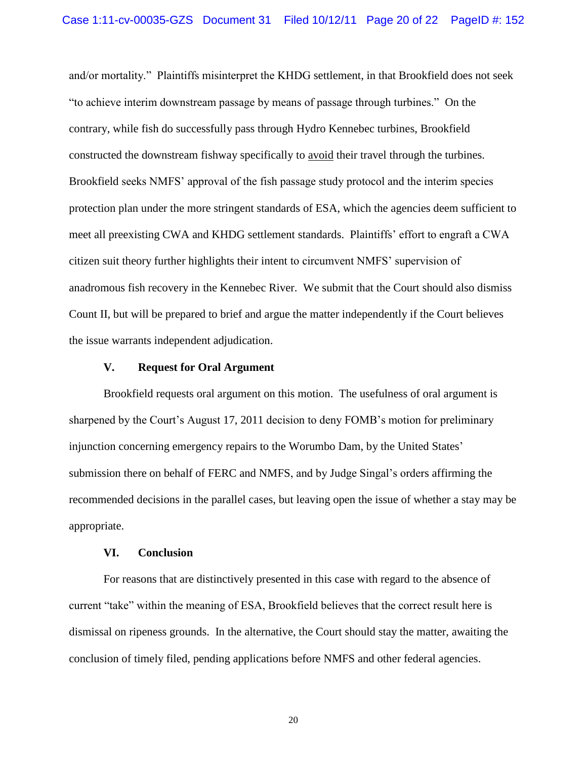and/or mortality." Plaintiffs misinterpret the KHDG settlement, in that Brookfield does not seek "to achieve interim downstream passage by means of passage through turbines." On the contrary, while fish do successfully pass through Hydro Kennebec turbines, Brookfield constructed the downstream fishway specifically to <u>avoid</u> their travel through the turbines. Brookfield seeks NMFS' approval of the fish passage study protocol and the interim species protection plan under the more stringent standards of ESA, which the agencies deem sufficient to meet all preexisting CWA and KHDG settlement standards. Plaintiffs' effort to engraft a CWA citizen suit theory further highlights their intent to circumvent NMFS' supervision of anadromous fish recovery in the Kennebec River. We submit that the Court should also dismiss Count II, but will be prepared to brief and argue the matter independently if the Court believes the issue warrants independent adjudication.

## V. Request for Oral Argument

Brookfield requests oral argument on this motion. The usefulness of oral argument is sharpened by the Court's August 17, 2011 decision to deny FOMB's motion for preliminary injunction concerning emergency repairs to the Worumbo Dam, by the United States' submission there on behalf of FERC and NMFS, and by Judge Singal's orders affirming the recommended decisions in the parallel cases, but leaving open the issue of whether a stay may be appropriate.

## VI. Conclusion

For reasons that are distinctively presented in this case with regard to the absence of current "take" within the meaning of ESA, Brookfield believes that the correct result here is dismissal on ripeness grounds. In the alternative, the Court should stay the matter, awaiting the conclusion of timely filed, pending applications before NMFS and other federal agencies.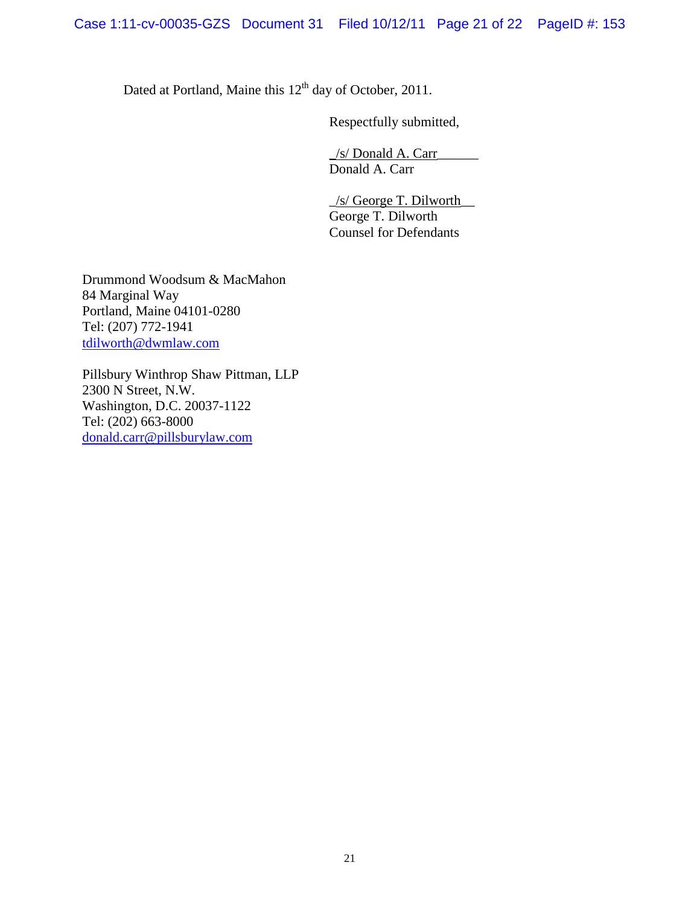Dated at Portland, Maine this 12th day of October, 2011.

Respectfully submitted,

_/s/ Donald A. Carr______
Donald A. Carr

_/s/ George T. Dilworth__
George T. Dilworth
Counsel for Defendants

Drummond Woodsum & MacMahon
84 Marginal Way
Portland, Maine 04101-0280
Tel: (207) 772-1941
tdilworth@dwmlaw.com

Pillsbury Winthrop Shaw Pittman, LLP
2300 N Street, N.W.
Washington, D.C. 20037-1122
Tel: (202) 663-8000
donald.carr@pillsburylaw.com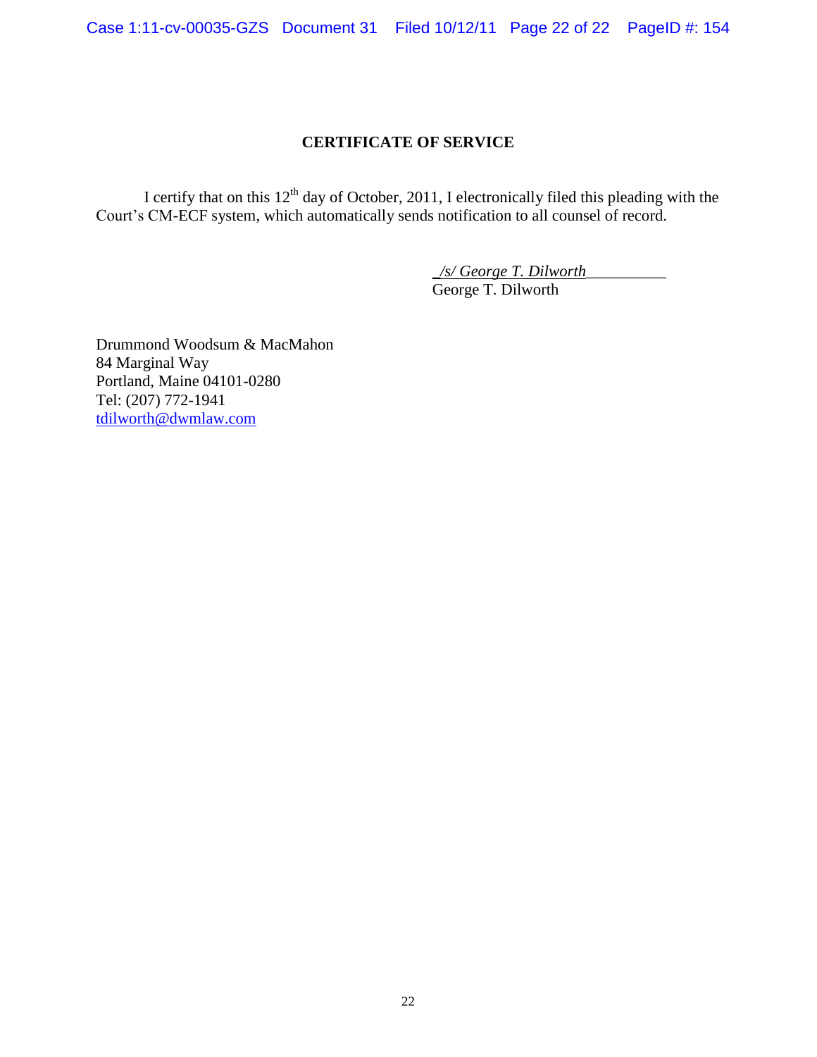## CERTIFICATE OF SERVICE

I certify that on this 12th day of October, 2011, I electronically filed this pleading with the Court's CM-ECF system, which automatically sends notification to all counsel of record.

_/s/ George T. Dilworth__________
George T. Dilworth

Drummond Woodsum & MacMahon
84 Marginal Way
Portland, Maine 04101-0280
Tel: (207) 772-1941
tdilworth@dwmlaw.com